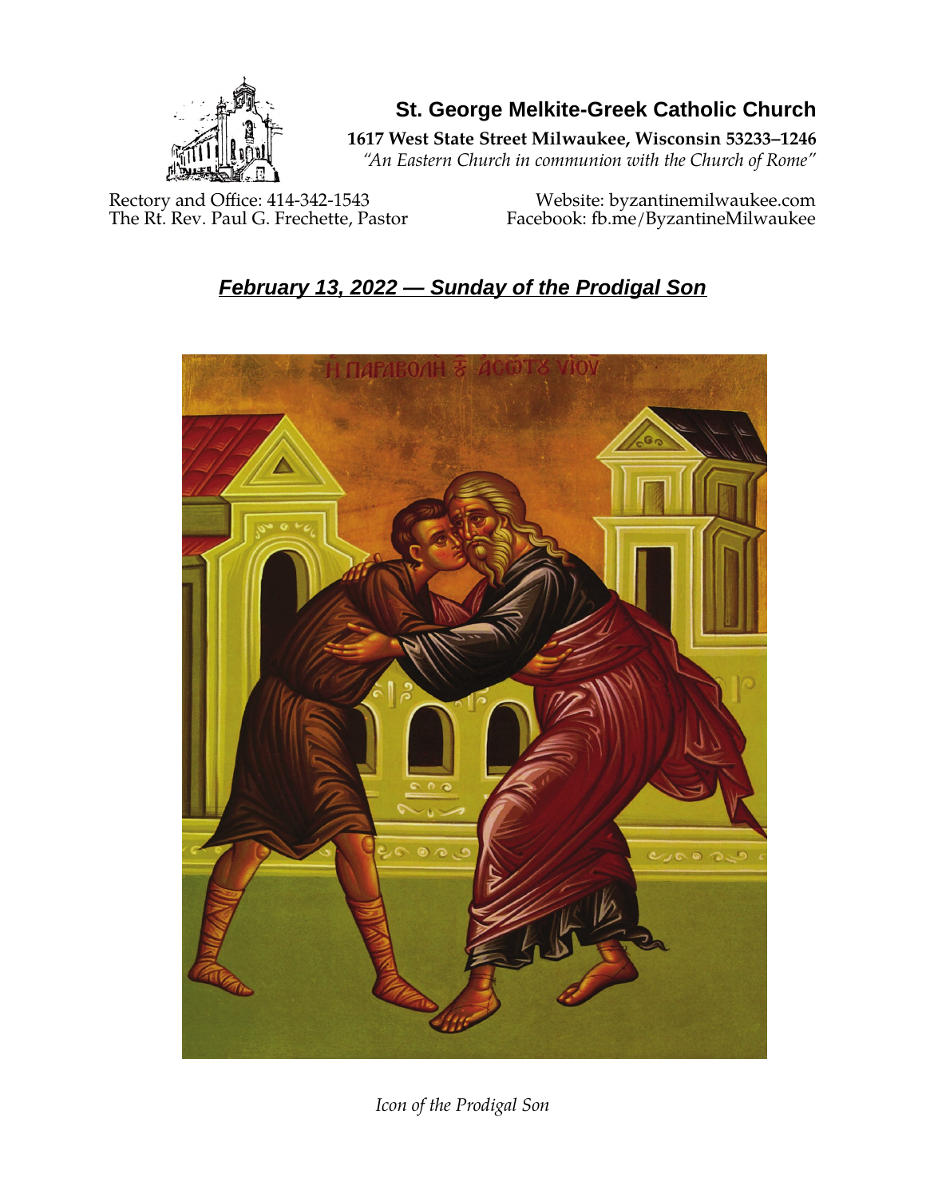# St. George Melkite-Greek Catholic Church

**1617 West State Street Milwaukee, Wisconsin 53233–1246**
*"An Eastern Church in communion with the Church of Rome"*

Rectory and Office: 414-342-1543
The Rt. Rev. Paul G. Frechette, Pastor

Website: byzantinemilwaukee.com
Facebook: fb.me/ByzantineMilwaukee

## *February 13, 2022 — Sunday of the Prodigal Son*

*Icon of the Prodigal Son*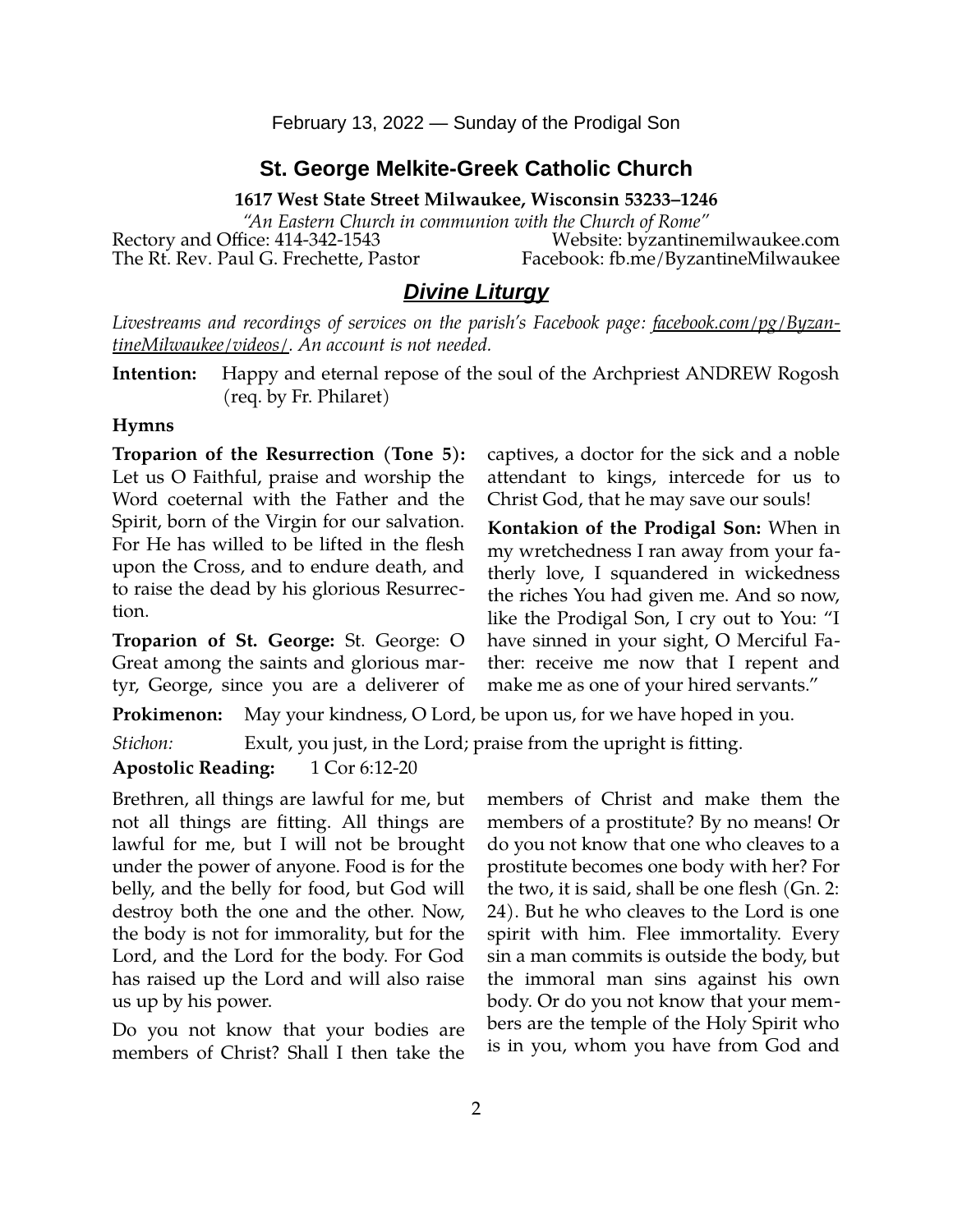February 13, 2022 — Sunday of the Prodigal Son

## St. George Melkite-Greek Catholic Church

**1617 West State Street Milwaukee, Wisconsin 53233–1246**

*"An Eastern Church in communion with the Church of Rome"*

Rectory and Office: 414-342-1543 Website: byzantinemilwaukee.com
The Rt. Rev. Paul G. Frechette, Pastor Facebook: fb.me/ByzantineMilwaukee

## *Divine Liturgy*

*Livestreams and recordings of services on the parish's Facebook page: facebook.com/pg/ByzantineMilwaukee/videos/. An account is not needed.*

**Intention:** Happy and eternal repose of the soul of the Archpriest ANDREW Rogosh (req. by Fr. Philaret)

**Hymns**

**Troparion of the Resurrection (Tone 5):** Let us O Faithful, praise and worship the Word coeternal with the Father and the Spirit, born of the Virgin for our salvation. For He has willed to be lifted in the flesh upon the Cross, and to endure death, and to raise the dead by his glorious Resurrection.

**Troparion of St. George:** St. George: O Great among the saints and glorious martyr, George, since you are a deliverer of captives, a doctor for the sick and a noble attendant to kings, intercede for us to Christ God, that he may save our souls!

**Kontakion of the Prodigal Son:** When in my wretchedness I ran away from your fatherly love, I squandered in wickedness the riches You had given me. And so now, like the Prodigal Son, I cry out to You: "I have sinned in your sight, O Merciful Father: receive me now that I repent and make me as one of your hired servants."

**Prokimenon:** May your kindness, O Lord, be upon us, for we have hoped in you.

*Stichon:* Exult, you just, in the Lord; praise from the upright is fitting.

**Apostolic Reading:** 1 Cor 6:12-20

Brethren, all things are lawful for me, but not all things are fitting. All things are lawful for me, but I will not be brought under the power of anyone. Food is for the belly, and the belly for food, but God will destroy both the one and the other. Now, the body is not for immorality, but for the Lord, and the Lord for the body. For God has raised up the Lord and will also raise us up by his power.

Do you not know that your bodies are members of Christ? Shall I then take the members of Christ and make them the members of a prostitute? By no means! Or do you not know that one who cleaves to a prostitute becomes one body with her? For the two, it is said, shall be one flesh (Gn. 2: 24). But he who cleaves to the Lord is one spirit with him. Flee immortality. Every sin a man commits is outside the body, but the immoral man sins against his own body. Or do you not know that your members are the temple of the Holy Spirit who is in you, whom you have from God and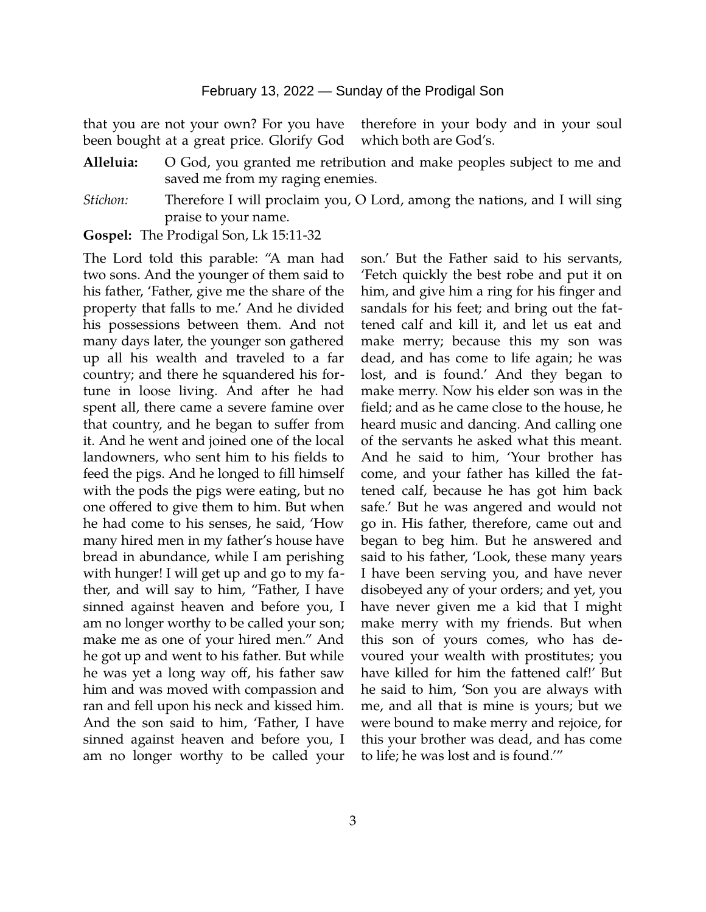that you are not your own? For you have been bought at a great price. Glorify God therefore in your body and in your soul which both are God's.

**Alleluia:** O God, you granted me retribution and make peoples subject to me and saved me from my raging enemies.

*Stichon:* Therefore I will proclaim you, O Lord, among the nations, and I will sing praise to your name.

**Gospel:** The Prodigal Son, Lk 15:11-32

The Lord told this parable: "A man had two sons. And the younger of them said to his father, 'Father, give me the share of the property that falls to me.' And he divided his possessions between them. And not many days later, the younger son gathered up all his wealth and traveled to a far country; and there he squandered his fortune in loose living. And after he had spent all, there came a severe famine over that country, and he began to suffer from it. And he went and joined one of the local landowners, who sent him to his fields to feed the pigs. And he longed to fill himself with the pods the pigs were eating, but no one offered to give them to him. But when he had come to his senses, he said, 'How many hired men in my father's house have bread in abundance, while I am perishing with hunger! I will get up and go to my father, and will say to him, "Father, I have sinned against heaven and before you, I am no longer worthy to be called your son; make me as one of your hired men." And he got up and went to his father. But while he was yet a long way off, his father saw him and was moved with compassion and ran and fell upon his neck and kissed him. And the son said to him, 'Father, I have sinned against heaven and before you, I am no longer worthy to be called your son.' But the Father said to his servants, 'Fetch quickly the best robe and put it on him, and give him a ring for his finger and sandals for his feet; and bring out the fattened calf and kill it, and let us eat and make merry; because this my son was dead, and has come to life again; he was lost, and is found.' And they began to make merry. Now his elder son was in the field; and as he came close to the house, he heard music and dancing. And calling one of the servants he asked what this meant. And he said to him, 'Your brother has come, and your father has killed the fattened calf, because he has got him back safe.' But he was angered and would not go in. His father, therefore, came out and began to beg him. But he answered and said to his father, 'Look, these many years I have been serving you, and have never disobeyed any of your orders; and yet, you have never given me a kid that I might make merry with my friends. But when this son of yours comes, who has devoured your wealth with prostitutes; you have killed for him the fattened calf!' But he said to him, 'Son you are always with me, and all that is mine is yours; but we were bound to make merry and rejoice, for this your brother was dead, and has come to life; he was lost and is found.'"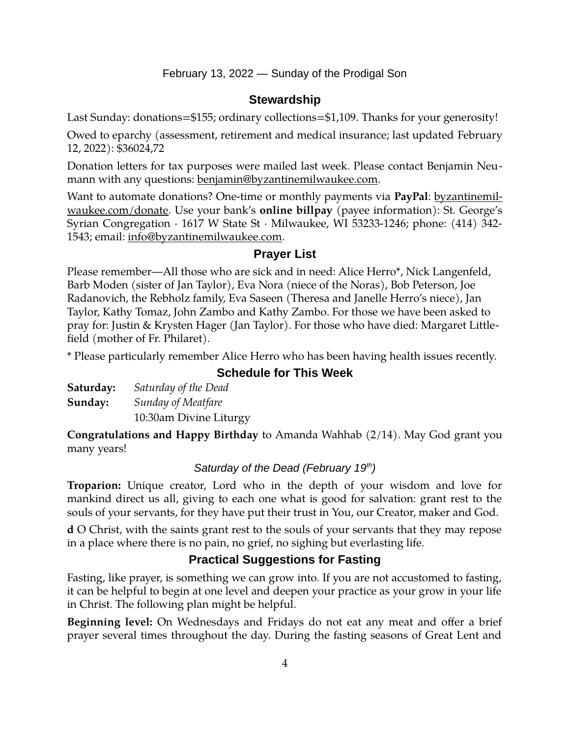February 13, 2022 — Sunday of the Prodigal Son

## Stewardship

Last Sunday: donations=$155; ordinary collections=$1,109. Thanks for your generosity!

Owed to eparchy (assessment, retirement and medical insurance; last updated February 12, 2022): $36024,72

Donation letters for tax purposes were mailed last week. Please contact Benjamin Neumann with any questions: benjamin@byzantinemilwaukee.com.

Want to automate donations? One-time or monthly payments via **PayPal**: byzantinemilwaukee.com/donate. Use your bank's **online billpay** (payee information): St. George's Syrian Congregation · 1617 W State St · Milwaukee, WI 53233-1246; phone: (414) 342-1543; email: info@byzantinemilwaukee.com.

## Prayer List

Please remember—All those who are sick and in need: Alice Herro*, Nick Langenfeld, Barb Moden (sister of Jan Taylor), Eva Nora (niece of the Noras), Bob Peterson, Joe Radanovich, the Rebholz family, Eva Saseen (Theresa and Janelle Herro's niece), Jan Taylor, Kathy Tomaz, John Zambo and Kathy Zambo. For those we have been asked to pray for: Justin & Krysten Hager (Jan Taylor). For those who have died: Margaret Littlefield (mother of Fr. Philaret).

* Please particularly remember Alice Herro who has been having health issues recently.

## Schedule for This Week

**Saturday:** *Saturday of the Dead*

**Sunday:** *Sunday of Meatfare*
10:30am Divine Liturgy

**Congratulations and Happy Birthday** to Amanda Wahhab (2/14). May God grant you many years!

### *Saturday of the Dead (February 19th)*

**Troparion:** Unique creator, Lord who in the depth of your wisdom and love for mankind direct us all, giving to each one what is good for salvation: grant rest to the souls of your servants, for they have put their trust in You, our Creator, maker and God.

**d** O Christ, with the saints grant rest to the souls of your servants that they may repose in a place where there is no pain, no grief, no sighing but everlasting life.

## Practical Suggestions for Fasting

Fasting, like prayer, is something we can grow into. If you are not accustomed to fasting, it can be helpful to begin at one level and deepen your practice as your grow in your life in Christ. The following plan might be helpful.

**Beginning level:** On Wednesdays and Fridays do not eat any meat and offer a brief prayer several times throughout the day. During the fasting seasons of Great Lent and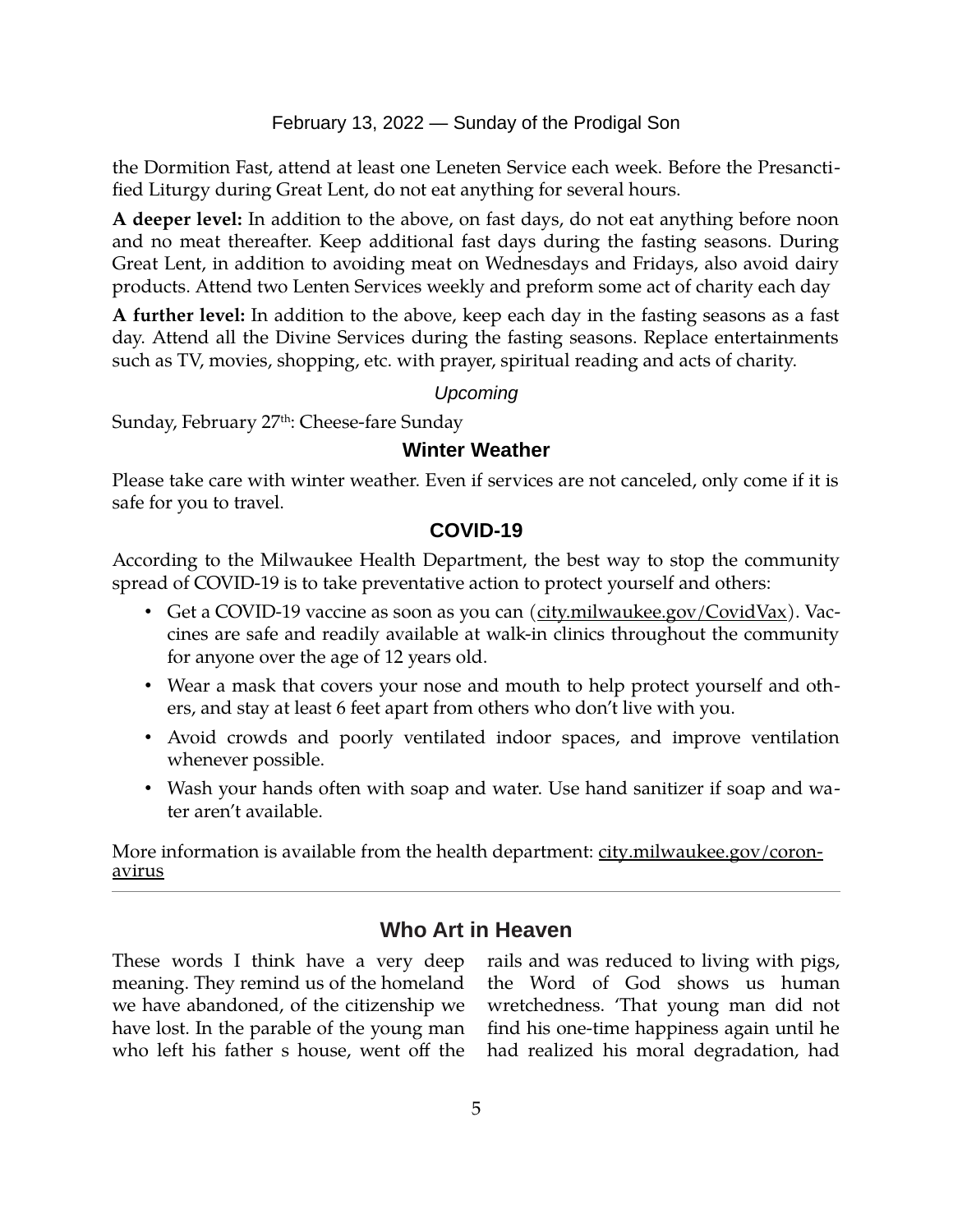the Dormition Fast, attend at least one Leneten Service each week. Before the Presanctified Liturgy during Great Lent, do not eat anything for several hours.

**A deeper level:** In addition to the above, on fast days, do not eat anything before noon and no meat thereafter. Keep additional fast days during the fasting seasons. During Great Lent, in addition to avoiding meat on Wednesdays and Fridays, also avoid dairy products. Attend two Lenten Services weekly and preform some act of charity each day

**A further level:** In addition to the above, keep each day in the fasting seasons as a fast day. Attend all the Divine Services during the fasting seasons. Replace entertainments such as TV, movies, shopping, etc. with prayer, spiritual reading and acts of charity.

*Upcoming*

Sunday, February 27th: Cheese-fare Sunday

### Winter Weather

Please take care with winter weather. Even if services are not canceled, only come if it is safe for you to travel.

### COVID-19

According to the Milwaukee Health Department, the best way to stop the community spread of COVID-19 is to take preventative action to protect yourself and others:

- Get a COVID-19 vaccine as soon as you can (city.milwaukee.gov/CovidVax). Vaccines are safe and readily available at walk-in clinics throughout the community for anyone over the age of 12 years old.
- Wear a mask that covers your nose and mouth to help protect yourself and others, and stay at least 6 feet apart from others who don't live with you.
- Avoid crowds and poorly ventilated indoor spaces, and improve ventilation whenever possible.
- Wash your hands often with soap and water. Use hand sanitizer if soap and water aren't available.

More information is available from the health department: city.milwaukee.gov/coronavirus

---

## Who Art in Heaven

These words I think have a very deep meaning. They remind us of the homeland we have abandoned, of the citizenship we have lost. In the parable of the young man who left his father s house, went off the rails and was reduced to living with pigs, the Word of God shows us human wretchedness. 'That young man did not find his one-time happiness again until he had realized his moral degradation, had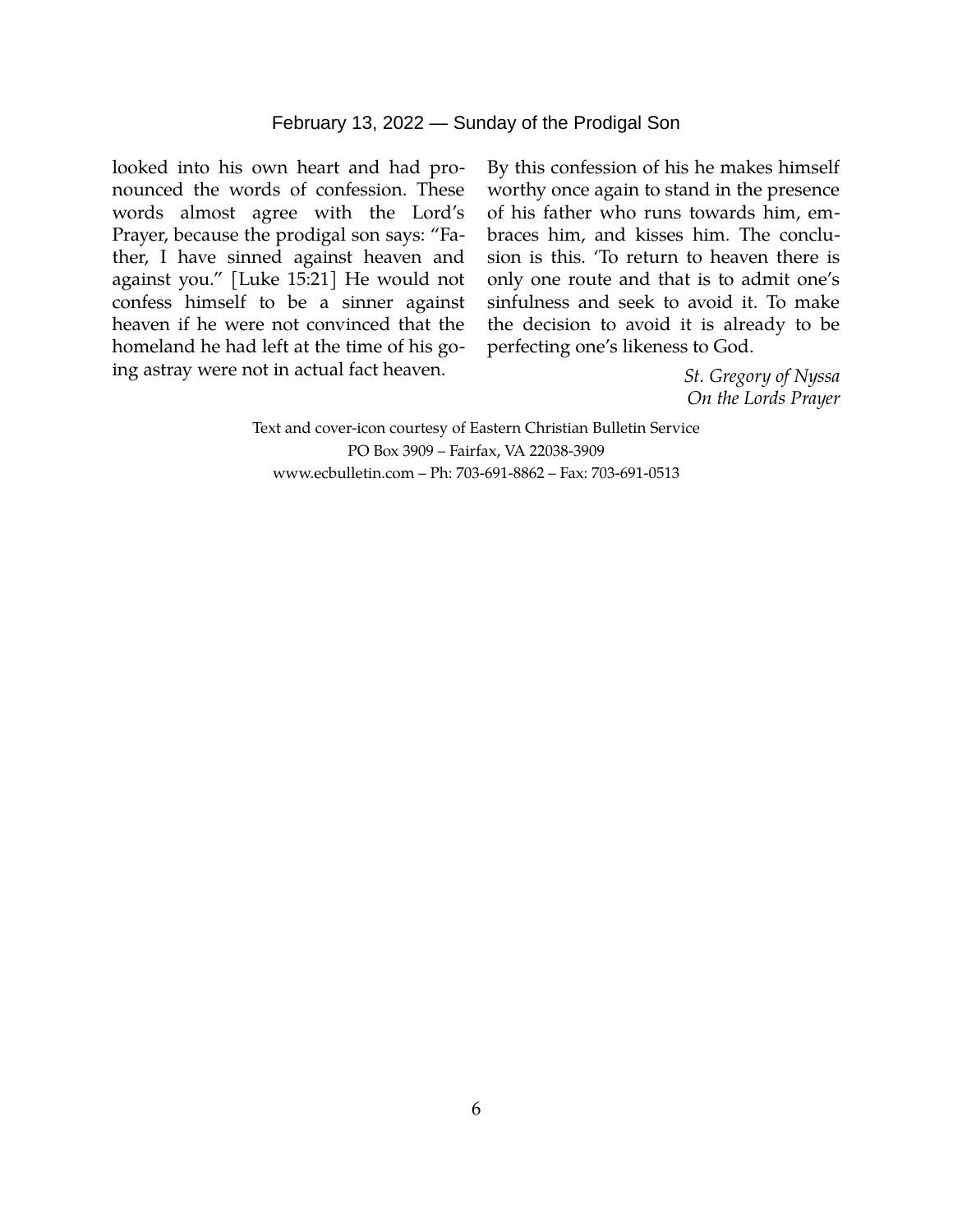looked into his own heart and had pronounced the words of confession. These words almost agree with the Lord's Prayer, because the prodigal son says: "Father, I have sinned against heaven and against you." [Luke 15:21] He would not confess himself to be a sinner against heaven if he were not convinced that the homeland he had left at the time of his going astray were not in actual fact heaven. By this confession of his he makes himself worthy once again to stand in the presence of his father who runs towards him, embraces him, and kisses him. The conclusion is this. 'To return to heaven there is only one route and that is to admit one's sinfulness and seek to avoid it. To make the decision to avoid it is already to be perfecting one's likeness to God.

*St. Gregory of Nyssa*
*On the Lords Prayer*

Text and cover-icon courtesy of Eastern Christian Bulletin Service
PO Box 3909 – Fairfax, VA 22038-3909
www.ecbulletin.com – Ph: 703-691-8862 – Fax: 703-691-0513